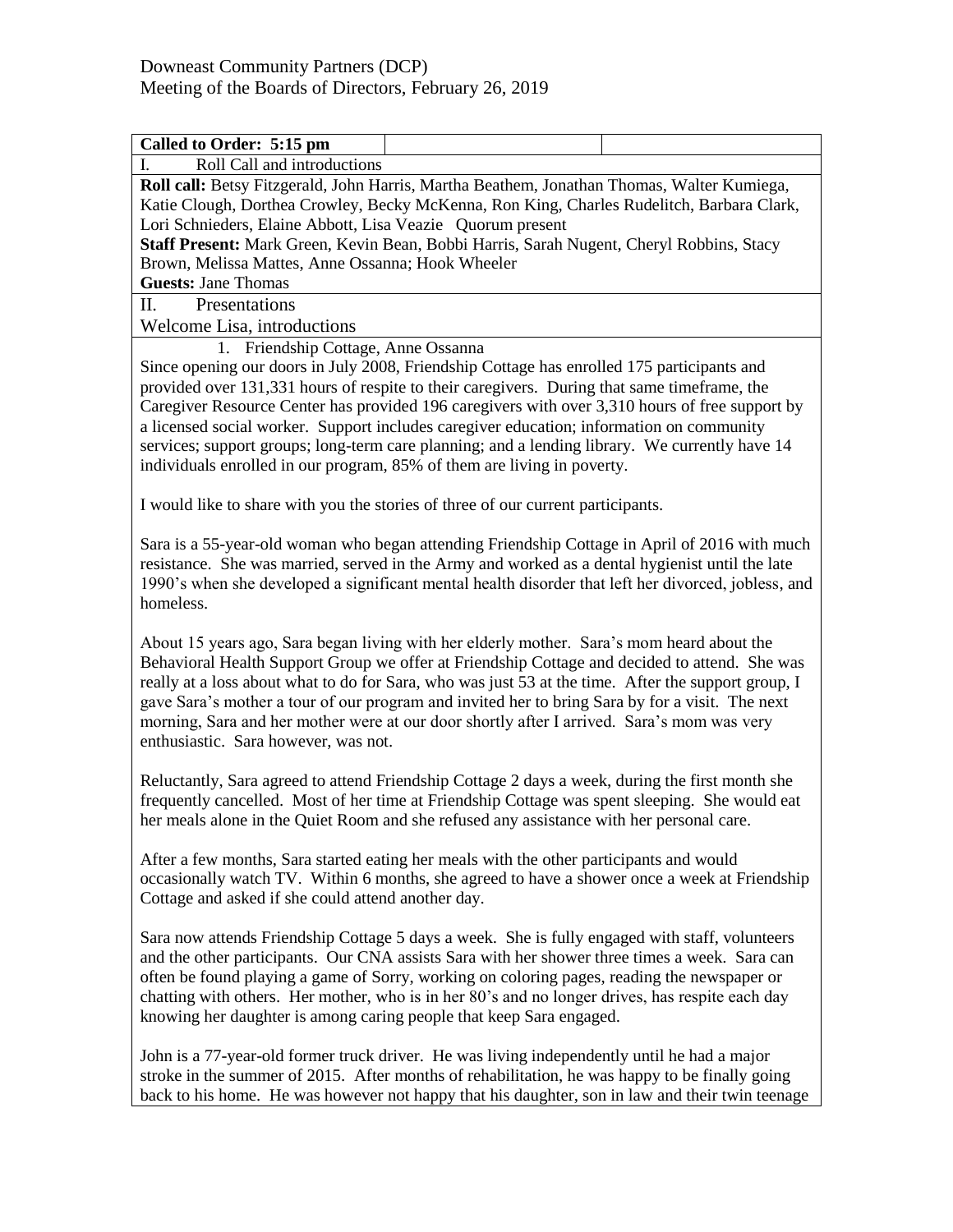Downeast Community Partners (DCP)
Meeting of the Boards of Directors, February 26, 2019

| Called to Order: 5:15 pm | | |
|---|---|---|

I. Roll Call and introductions

**Roll call:** Betsy Fitzgerald, John Harris, Martha Beathem, Jonathan Thomas, Walter Kumiega, Katie Clough, Dorthea Crowley, Becky McKenna, Ron King, Charles Rudelitch, Barbara Clark, Lori Schnieders, Elaine Abbott, Lisa Veazie Quorum present

**Staff Present:** Mark Green, Kevin Bean, Bobbi Harris, Sarah Nugent, Cheryl Robbins, Stacy Brown, Melissa Mattes, Anne Ossanna; Hook Wheeler

**Guests:** Jane Thomas

II. Presentations

Welcome Lisa, introductions

1. Friendship Cottage, Anne Ossanna

Since opening our doors in July 2008, Friendship Cottage has enrolled 175 participants and provided over 131,331 hours of respite to their caregivers. During that same timeframe, the Caregiver Resource Center has provided 196 caregivers with over 3,310 hours of free support by a licensed social worker. Support includes caregiver education; information on community services; support groups; long-term care planning; and a lending library. We currently have 14 individuals enrolled in our program, 85% of them are living in poverty.

I would like to share with you the stories of three of our current participants.

Sara is a 55-year-old woman who began attending Friendship Cottage in April of 2016 with much resistance. She was married, served in the Army and worked as a dental hygienist until the late 1990's when she developed a significant mental health disorder that left her divorced, jobless, and homeless.

About 15 years ago, Sara began living with her elderly mother. Sara's mom heard about the Behavioral Health Support Group we offer at Friendship Cottage and decided to attend. She was really at a loss about what to do for Sara, who was just 53 at the time. After the support group, I gave Sara's mother a tour of our program and invited her to bring Sara by for a visit. The next morning, Sara and her mother were at our door shortly after I arrived. Sara's mom was very enthusiastic. Sara however, was not.

Reluctantly, Sara agreed to attend Friendship Cottage 2 days a week, during the first month she frequently cancelled. Most of her time at Friendship Cottage was spent sleeping. She would eat her meals alone in the Quiet Room and she refused any assistance with her personal care.

After a few months, Sara started eating her meals with the other participants and would occasionally watch TV. Within 6 months, she agreed to have a shower once a week at Friendship Cottage and asked if she could attend another day.

Sara now attends Friendship Cottage 5 days a week. She is fully engaged with staff, volunteers and the other participants. Our CNA assists Sara with her shower three times a week. Sara can often be found playing a game of Sorry, working on coloring pages, reading the newspaper or chatting with others. Her mother, who is in her 80's and no longer drives, has respite each day knowing her daughter is among caring people that keep Sara engaged.

John is a 77-year-old former truck driver. He was living independently until he had a major stroke in the summer of 2015. After months of rehabilitation, he was happy to be finally going back to his home. He was however not happy that his daughter, son in law and their twin teenage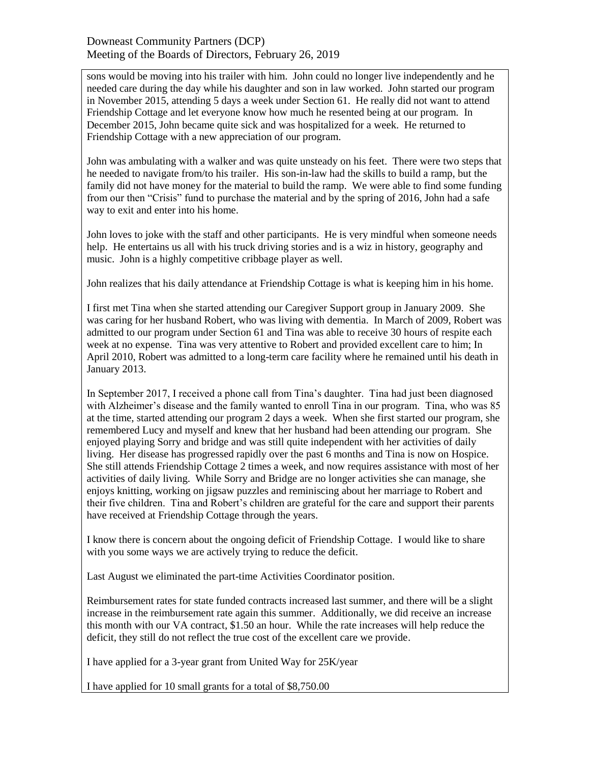sons would be moving into his trailer with him. John could no longer live independently and he needed care during the day while his daughter and son in law worked. John started our program in November 2015, attending 5 days a week under Section 61. He really did not want to attend Friendship Cottage and let everyone know how much he resented being at our program. In December 2015, John became quite sick and was hospitalized for a week. He returned to Friendship Cottage with a new appreciation of our program.

John was ambulating with a walker and was quite unsteady on his feet. There were two steps that he needed to navigate from/to his trailer. His son-in-law had the skills to build a ramp, but the family did not have money for the material to build the ramp. We were able to find some funding from our then "Crisis" fund to purchase the material and by the spring of 2016, John had a safe way to exit and enter into his home.

John loves to joke with the staff and other participants. He is very mindful when someone needs help. He entertains us all with his truck driving stories and is a wiz in history, geography and music. John is a highly competitive cribbage player as well.

John realizes that his daily attendance at Friendship Cottage is what is keeping him in his home.

I first met Tina when she started attending our Caregiver Support group in January 2009. She was caring for her husband Robert, who was living with dementia. In March of 2009, Robert was admitted to our program under Section 61 and Tina was able to receive 30 hours of respite each week at no expense. Tina was very attentive to Robert and provided excellent care to him; In April 2010, Robert was admitted to a long-term care facility where he remained until his death in January 2013.

In September 2017, I received a phone call from Tina's daughter. Tina had just been diagnosed with Alzheimer's disease and the family wanted to enroll Tina in our program. Tina, who was 85 at the time, started attending our program 2 days a week. When she first started our program, she remembered Lucy and myself and knew that her husband had been attending our program. She enjoyed playing Sorry and bridge and was still quite independent with her activities of daily living. Her disease has progressed rapidly over the past 6 months and Tina is now on Hospice. She still attends Friendship Cottage 2 times a week, and now requires assistance with most of her activities of daily living. While Sorry and Bridge are no longer activities she can manage, she enjoys knitting, working on jigsaw puzzles and reminiscing about her marriage to Robert and their five children. Tina and Robert's children are grateful for the care and support their parents have received at Friendship Cottage through the years.

I know there is concern about the ongoing deficit of Friendship Cottage. I would like to share with you some ways we are actively trying to reduce the deficit.

Last August we eliminated the part-time Activities Coordinator position.

Reimbursement rates for state funded contracts increased last summer, and there will be a slight increase in the reimbursement rate again this summer. Additionally, we did receive an increase this month with our VA contract, $1.50 an hour. While the rate increases will help reduce the deficit, they still do not reflect the true cost of the excellent care we provide.

I have applied for a 3-year grant from United Way for 25K/year

I have applied for 10 small grants for a total of $8,750.00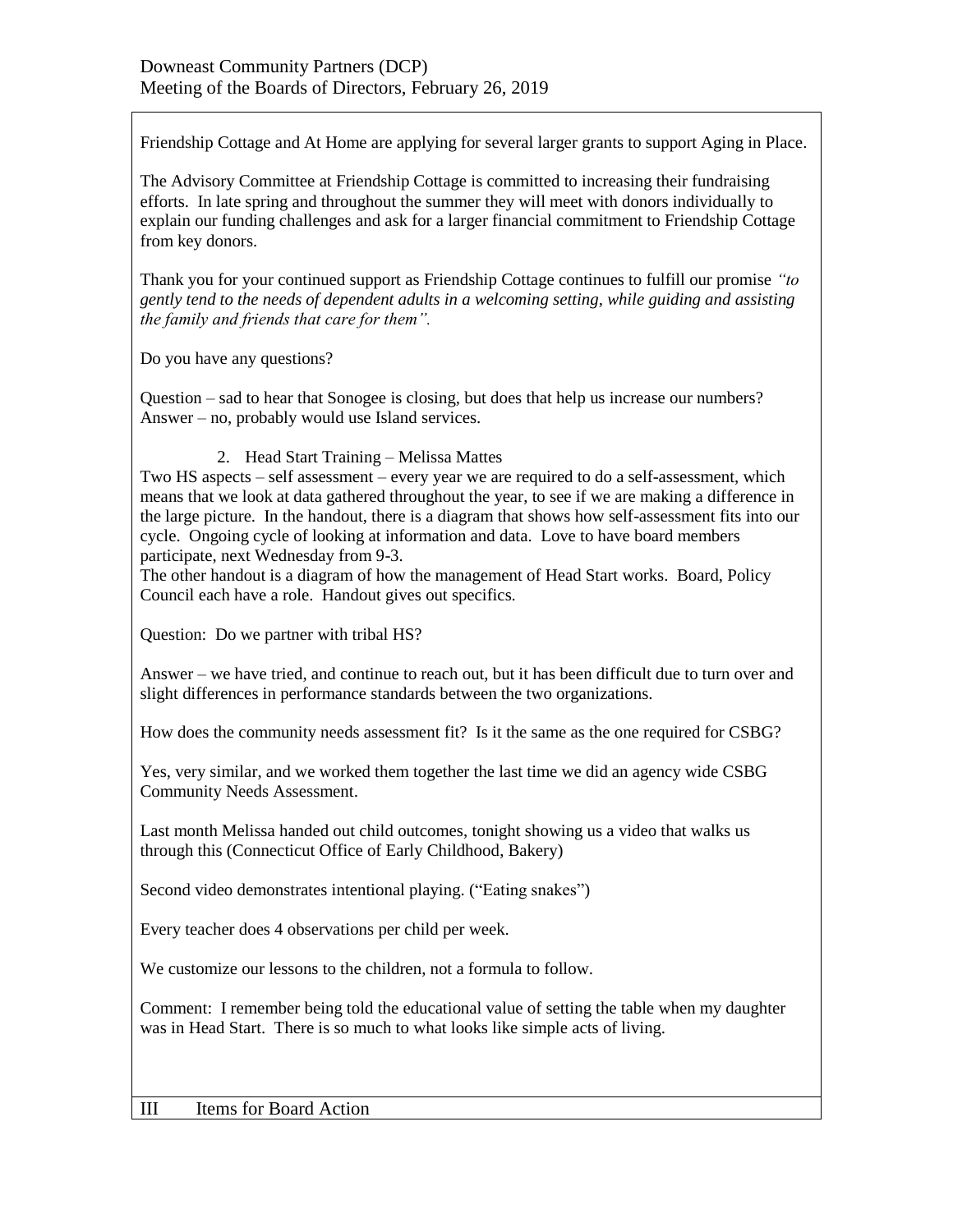Friendship Cottage and At Home are applying for several larger grants to support Aging in Place.

The Advisory Committee at Friendship Cottage is committed to increasing their fundraising efforts. In late spring and throughout the summer they will meet with donors individually to explain our funding challenges and ask for a larger financial commitment to Friendship Cottage from key donors.

Thank you for your continued support as Friendship Cottage continues to fulfill our promise *"to gently tend to the needs of dependent adults in a welcoming setting, while guiding and assisting the family and friends that care for them".*

Do you have any questions?

Question – sad to hear that Sonogee is closing, but does that help us increase our numbers? Answer – no, probably would use Island services.

2. Head Start Training – Melissa Mattes

Two HS aspects – self assessment – every year we are required to do a self-assessment, which means that we look at data gathered throughout the year, to see if we are making a difference in the large picture. In the handout, there is a diagram that shows how self-assessment fits into our cycle. Ongoing cycle of looking at information and data. Love to have board members participate, next Wednesday from 9-3.

The other handout is a diagram of how the management of Head Start works. Board, Policy Council each have a role. Handout gives out specifics.

Question: Do we partner with tribal HS?

Answer – we have tried, and continue to reach out, but it has been difficult due to turn over and slight differences in performance standards between the two organizations.

How does the community needs assessment fit? Is it the same as the one required for CSBG?

Yes, very similar, and we worked them together the last time we did an agency wide CSBG Community Needs Assessment.

Last month Melissa handed out child outcomes, tonight showing us a video that walks us through this (Connecticut Office of Early Childhood, Bakery)

Second video demonstrates intentional playing. ("Eating snakes")

Every teacher does 4 observations per child per week.

We customize our lessons to the children, not a formula to follow.

Comment: I remember being told the educational value of setting the table when my daughter was in Head Start. There is so much to what looks like simple acts of living.

## III Items for Board Action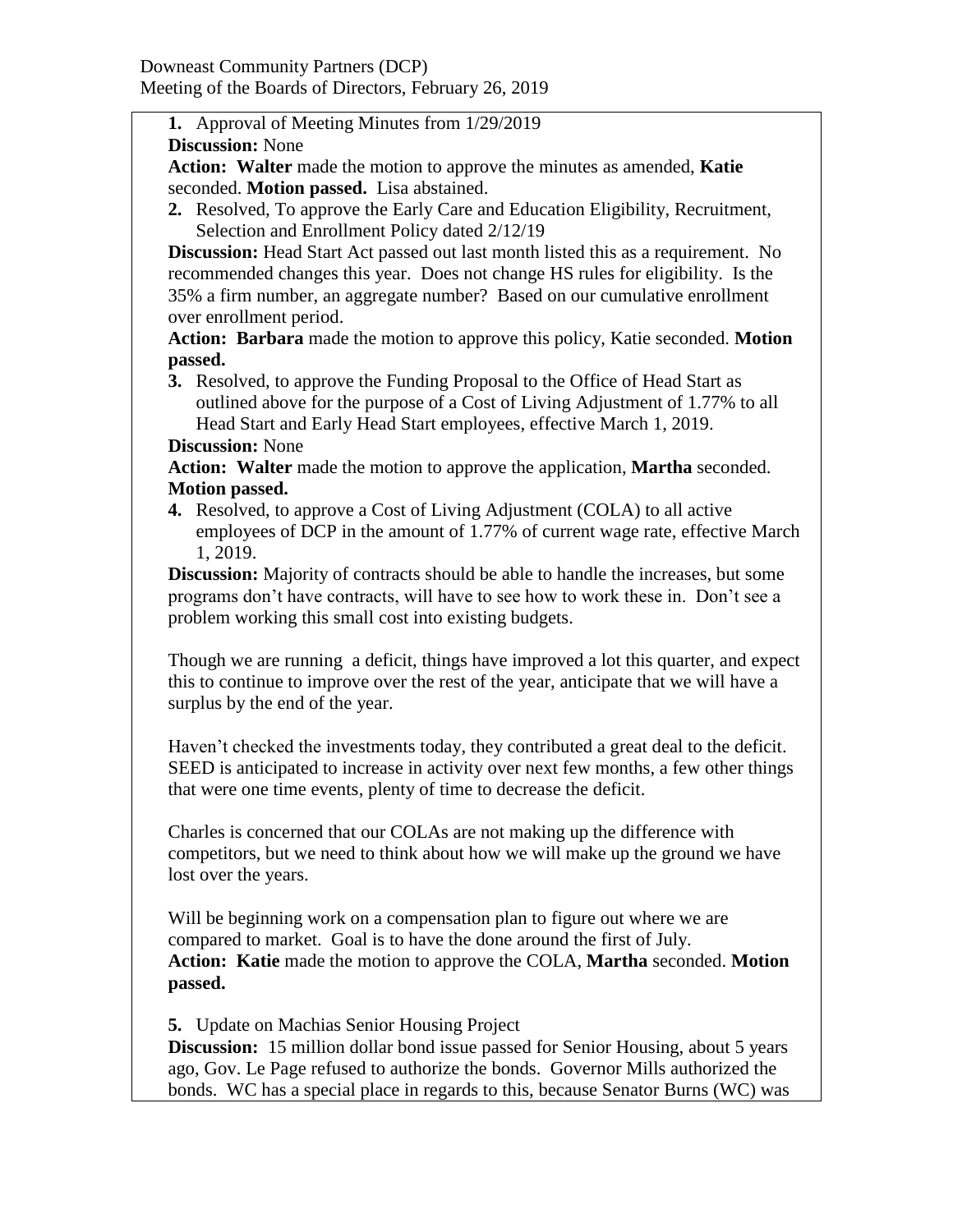Downeast Community Partners (DCP)
Meeting of the Boards of Directors, February 26, 2019

1. Approval of Meeting Minutes from 1/29/2019

**Discussion:** None

**Action:** **Walter** made the motion to approve the minutes as amended, **Katie** seconded. **Motion passed.** Lisa abstained.

2. Resolved, To approve the Early Care and Education Eligibility, Recruitment, Selection and Enrollment Policy dated 2/12/19

**Discussion:** Head Start Act passed out last month listed this as a requirement. No recommended changes this year. Does not change HS rules for eligibility. Is the 35% a firm number, an aggregate number? Based on our cumulative enrollment over enrollment period.

**Action:** **Barbara** made the motion to approve this policy, Katie seconded. **Motion passed.**

3. Resolved, to approve the Funding Proposal to the Office of Head Start as outlined above for the purpose of a Cost of Living Adjustment of 1.77% to all Head Start and Early Head Start employees, effective March 1, 2019.

**Discussion:** None

**Action:** **Walter** made the motion to approve the application, **Martha** seconded. **Motion passed.**

4. Resolved, to approve a Cost of Living Adjustment (COLA) to all active employees of DCP in the amount of 1.77% of current wage rate, effective March 1, 2019.

**Discussion:** Majority of contracts should be able to handle the increases, but some programs don't have contracts, will have to see how to work these in. Don't see a problem working this small cost into existing budgets.

Though we are running a deficit, things have improved a lot this quarter, and expect this to continue to improve over the rest of the year, anticipate that we will have a surplus by the end of the year.

Haven't checked the investments today, they contributed a great deal to the deficit. SEED is anticipated to increase in activity over next few months, a few other things that were one time events, plenty of time to decrease the deficit.

Charles is concerned that our COLAs are not making up the difference with competitors, but we need to think about how we will make up the ground we have lost over the years.

Will be beginning work on a compensation plan to figure out where we are compared to market. Goal is to have the done around the first of July.

**Action:** **Katie** made the motion to approve the COLA, **Martha** seconded. **Motion passed.**

5. Update on Machias Senior Housing Project

**Discussion:** 15 million dollar bond issue passed for Senior Housing, about 5 years ago, Gov. Le Page refused to authorize the bonds. Governor Mills authorized the bonds. WC has a special place in regards to this, because Senator Burns (WC) was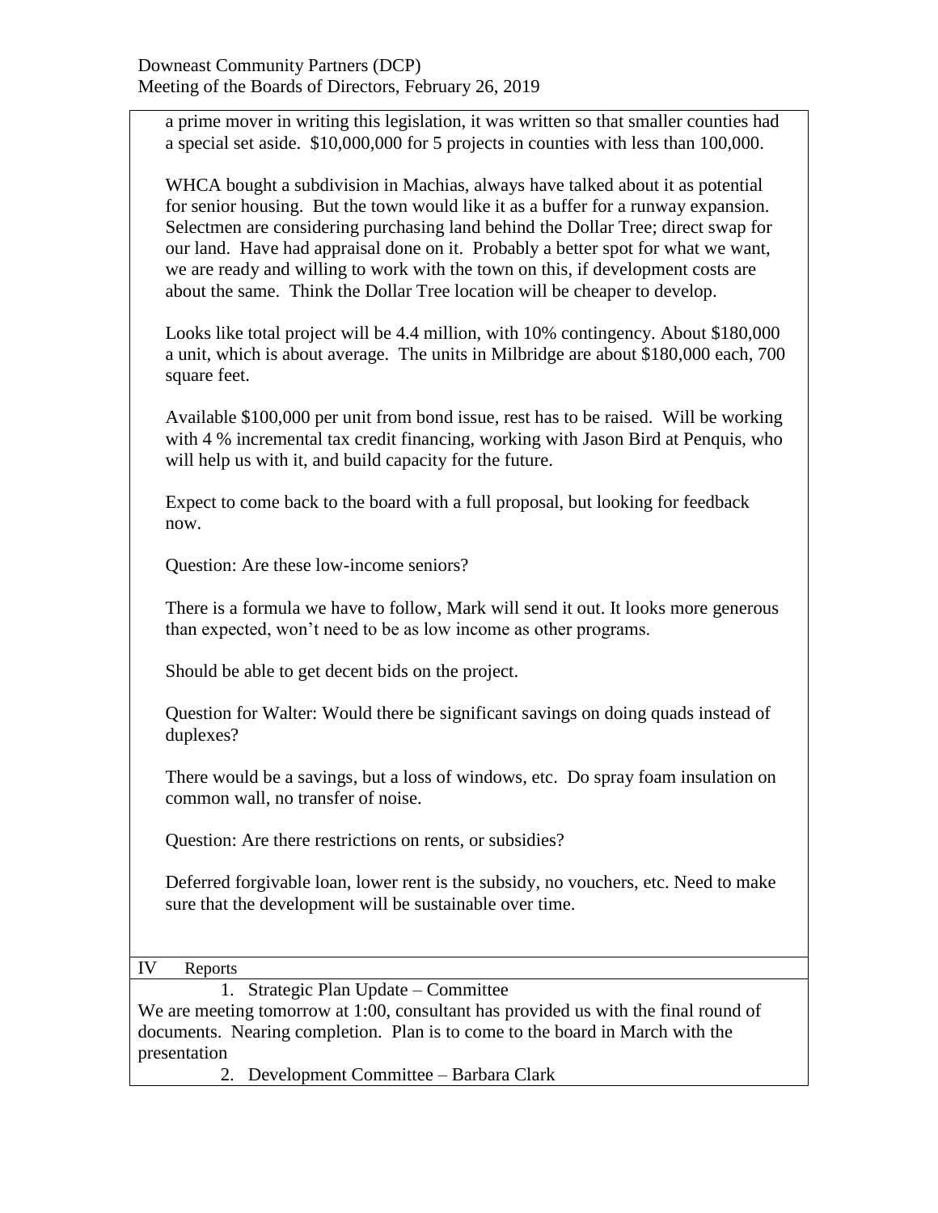a prime mover in writing this legislation, it was written so that smaller counties had a special set aside. $10,000,000 for 5 projects in counties with less than 100,000.

WHCA bought a subdivision in Machias, always have talked about it as potential for senior housing. But the town would like it as a buffer for a runway expansion. Selectmen are considering purchasing land behind the Dollar Tree; direct swap for our land. Have had appraisal done on it. Probably a better spot for what we want, we are ready and willing to work with the town on this, if development costs are about the same. Think the Dollar Tree location will be cheaper to develop.

Looks like total project will be 4.4 million, with 10% contingency. About $180,000 a unit, which is about average. The units in Milbridge are about $180,000 each, 700 square feet.

Available $100,000 per unit from bond issue, rest has to be raised. Will be working with 4 % incremental tax credit financing, working with Jason Bird at Penquis, who will help us with it, and build capacity for the future.

Expect to come back to the board with a full proposal, but looking for feedback now.

Question: Are these low-income seniors?

There is a formula we have to follow, Mark will send it out. It looks more generous than expected, won't need to be as low income as other programs.

Should be able to get decent bids on the project.

Question for Walter: Would there be significant savings on doing quads instead of duplexes?

There would be a savings, but a loss of windows, etc. Do spray foam insulation on common wall, no transfer of noise.

Question: Are there restrictions on rents, or subsidies?

Deferred forgivable loan, lower rent is the subsidy, no vouchers, etc. Need to make sure that the development will be sustainable over time.

## IV Reports

1. Strategic Plan Update – Committee

We are meeting tomorrow at 1:00, consultant has provided us with the final round of documents. Nearing completion. Plan is to come to the board in March with the presentation

2. Development Committee – Barbara Clark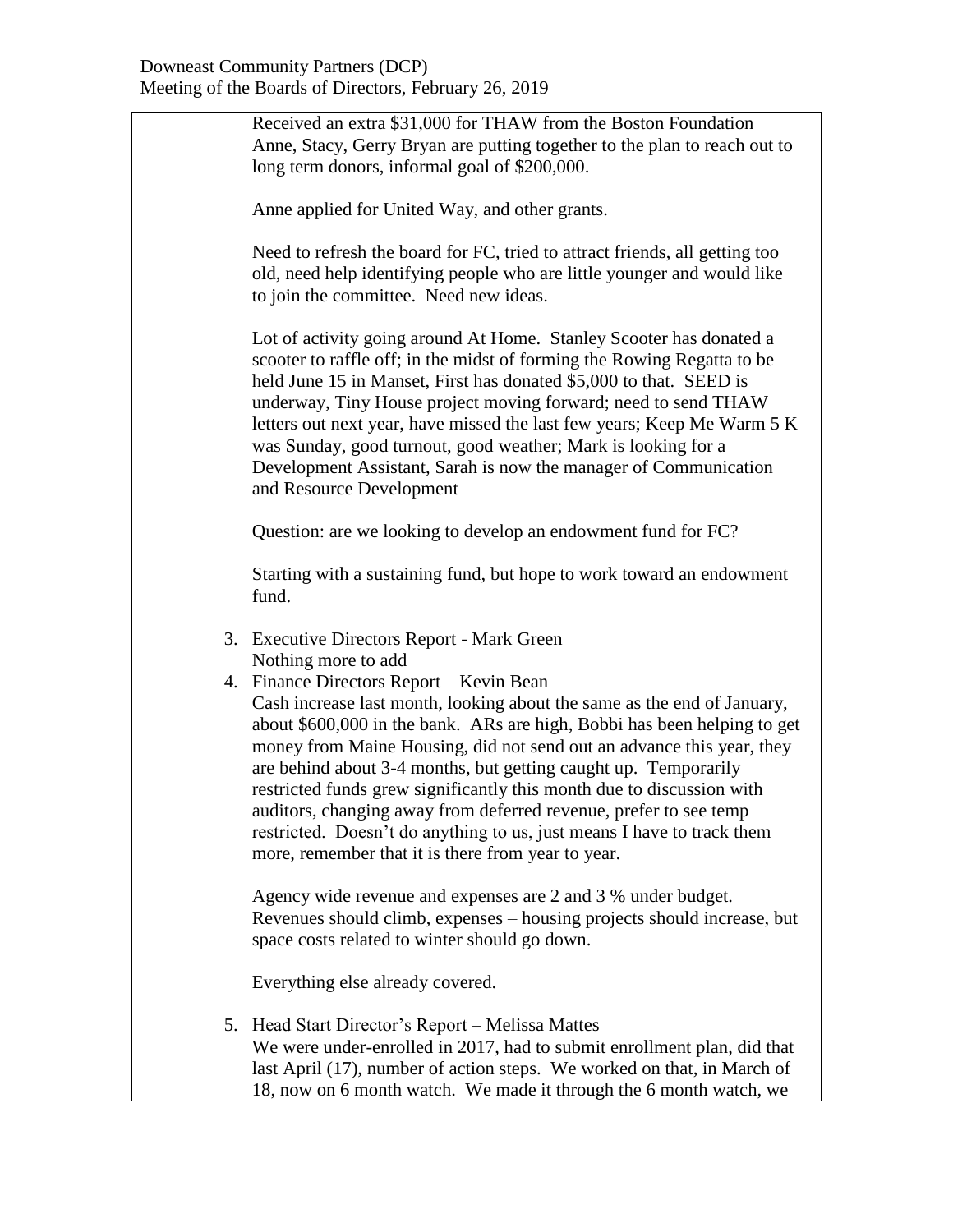Received an extra $31,000 for THAW from the Boston Foundation
Anne, Stacy, Gerry Bryan are putting together to the plan to reach out to long term donors, informal goal of $200,000.

Anne applied for United Way, and other grants.

Need to refresh the board for FC, tried to attract friends, all getting too old, need help identifying people who are little younger and would like to join the committee. Need new ideas.

Lot of activity going around At Home. Stanley Scooter has donated a scooter to raffle off; in the midst of forming the Rowing Regatta to be held June 15 in Manset, First has donated $5,000 to that. SEED is underway, Tiny House project moving forward; need to send THAW letters out next year, have missed the last few years; Keep Me Warm 5 K was Sunday, good turnout, good weather; Mark is looking for a Development Assistant, Sarah is now the manager of Communication and Resource Development

Question: are we looking to develop an endowment fund for FC?

Starting with a sustaining fund, but hope to work toward an endowment fund.

3. Executive Directors Report - Mark Green
   Nothing more to add
4. Finance Directors Report – Kevin Bean
   Cash increase last month, looking about the same as the end of January, about $600,000 in the bank. ARs are high, Bobbi has been helping to get money from Maine Housing, did not send out an advance this year, they are behind about 3-4 months, but getting caught up. Temporarily restricted funds grew significantly this month due to discussion with auditors, changing away from deferred revenue, prefer to see temp restricted. Doesn't do anything to us, just means I have to track them more, remember that it is there from year to year.

   Agency wide revenue and expenses are 2 and 3 % under budget. Revenues should climb, expenses – housing projects should increase, but space costs related to winter should go down.

   Everything else already covered.

5. Head Start Director's Report – Melissa Mattes
   We were under-enrolled in 2017, had to submit enrollment plan, did that last April (17), number of action steps. We worked on that, in March of 18, now on 6 month watch. We made it through the 6 month watch, we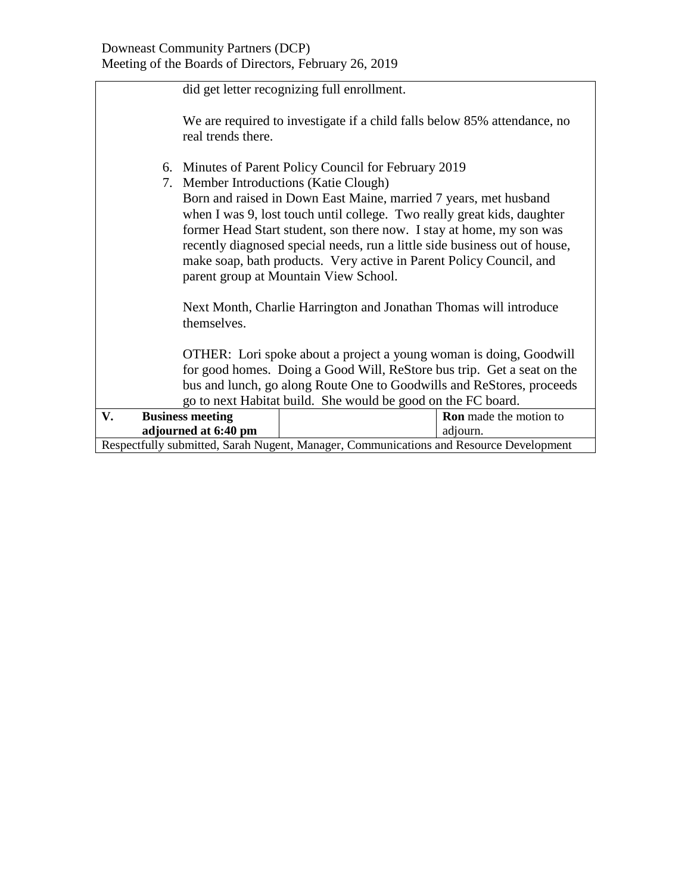did get letter recognizing full enrollment.

We are required to investigate if a child falls below 85% attendance, no real trends there.

6. Minutes of Parent Policy Council for February 2019
7. Member Introductions (Katie Clough)
   Born and raised in Down East Maine, married 7 years, met husband when I was 9, lost touch until college. Two really great kids, daughter former Head Start student, son there now. I stay at home, my son was recently diagnosed special needs, run a little side business out of house, make soap, bath products. Very active in Parent Policy Council, and parent group at Mountain View School.

   Next Month, Charlie Harrington and Jonathan Thomas will introduce themselves.

   OTHER: Lori spoke about a project a young woman is doing, Goodwill for good homes. Doing a Good Will, ReStore bus trip. Get a seat on the bus and lunch, go along Route One to Goodwills and ReStores, proceeds go to next Habitat build. She would be good on the FC board.

| | | | |
|---|---|---|---|
| **V.** | **Business meeting adjourned at 6:40 pm** | | **Ron** made the motion to adjourn. |

Respectfully submitted, Sarah Nugent, Manager, Communications and Resource Development